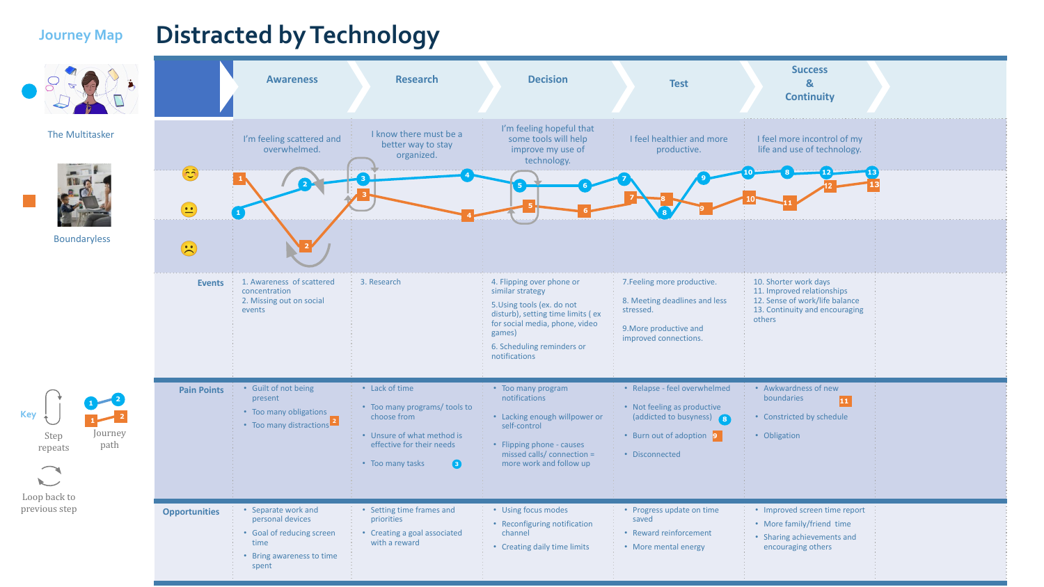# Distracted by Technology

**Journey Map**

- The Multitasker
- Boundaryless

| | Awareness | Research | Decision | Test | Success & Continuity |
|---|---|---|---|---|---|
| | I'm feeling scattered and overwhelmed. | I know there must be a better way to stay organized. | I'm feeling hopeful that some tools will help improve my use of technology. | I feel healthier and more productive. | I feel more incontrol of my life and use of technology. |
| **Events** | 1. Awareness of scattered concentration<br>2. Missing out on social events | 3. Research | 4. Flipping over phone or similar strategy<br>5.Using tools (ex. do not disturb), setting time limits ( ex for social media, phone, video games)<br>6. Scheduling reminders or notifications | 7.Feeling more productive.<br>8. Meeting deadlines and less stressed.<br>9.More productive and improved connections. | 10. Shorter work days<br>11. Improved relationships<br>12. Sense of work/life balance<br>13. Continuity and encouraging others |
| **Pain Points** | • Guilt of not being present<br>• Too many obligations<br>• Too many distractions 2 | • Lack of time<br>• Too many programs/ tools to choose from<br>• Unsure of what method is effective for their needs<br>• Too many tasks 3 | • Too many program notifications<br>• Lacking enough willpower or self-control<br>• Flipping phone - causes missed calls/ connection = more work and follow up | • Relapse - feel overwhelmed<br>• Not feeling as productive (addicted to busyness) 8<br>• Burn out of adoption 9<br>• Disconnected | • Awkwardness of new boundaries 11<br>• Constricted by schedule<br>• Obligation |
| **Opportunities** | • Separate work and personal devices<br>• Goal of reducing screen time<br>• Bring awareness to time spent | • Setting time frames and priorities<br>• Creating a goal associated with a reward | • Using focus modes<br>• Reconfiguring notification channel<br>• Creating daily time limits | • Progress update on time saved<br>• Reward reinforcement<br>• More mental energy | • Improved screen time report<br>• More family/friend time<br>• Sharing achievements and encouraging others |

**Key**

- Step repeats
- Journey path
- Loop back to previous step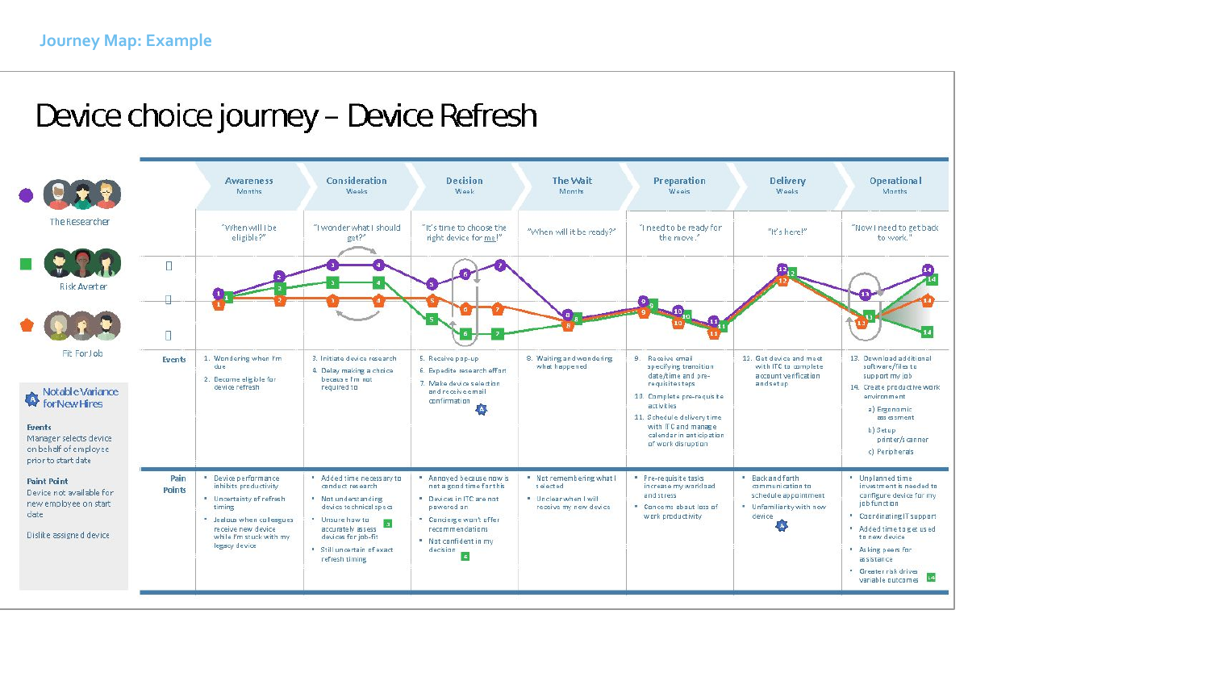Journey Map: Example

# Device choice journey – Device Refresh

The Researcher

Risk Averter

Fit For Job

**Notable Variance for New Hires**

**Events**

Manager selects device on behalf of employee prior to start date

**Paint Point**

Device not available for new employee on start date

Dislike assigned device

| | Awareness (Months) | Consideration (Weeks) | Decision (Week) | The Wait (Months) | Preparation (Weeks) | Delivery (Weeks) | Operational (Months) |
|---|---|---|---|---|---|---|---|
| | "When will I be eligible?" | "I wonder what I should get?" | "It's time to choose the right device for me!" | "When will it be ready?" | "I need to be ready for the move." | "It's here!" | "Now I need to get back to work." |
| **Events** | 1. Wondering when I'm due<br>2. Become eligible for device refresh | 3. Initiate device research<br>4. Delay making a choice because I'm not required to | 5. Receive pop-up<br>6. Expedite research effort<br>7. Make device selection and receive email confirmation | 8. Waiting and wondering what happened | 9. Receive email specifying transition date/time and pre-requisite steps<br>10. Complete pre-requisite activities<br>11. Schedule delivery time with ITC and manage calendar in anticipation of work disruption | 12. Get device and meet with ITC to complete account verification and setup | 13. Download additional software/files to support my job<br>14. Create productive work environment<br>a) Ergonomic assessment<br>b) Setup printer/scanner<br>c) Peripherals |
| **Pain Points** | • Device performance inhibits productivity<br>• Uncertainty of refresh timing<br>• Jealous when colleagues receive new device while I'm stuck with my legacy device | • Added time necessary to conduct research<br>• Not understanding device technical specs<br>• Unsure how to accurately assess devices for job-fit<br>• Still uncertain of exact refresh timing | • Annoyed because now is not a good time for this<br>• Devices in ITC are not powered on<br>• Concierge won't offer recommendations<br>• Not confident in my decision | • Not remembering what I selected<br>• Unclear when I will receive my new device | • Pre-requisite tasks increase my workload and stress<br>• Concerns about loss of work productivity | • Back and forth communication to schedule appointment<br>• Unfamiliarity with new device | • Unplanned time investment is needed to configure device for my job function<br>• Coordinating IT support<br>• Added time to get used to new device<br>• Asking peers for assistance<br>• Greater risk drives variable outcomes |